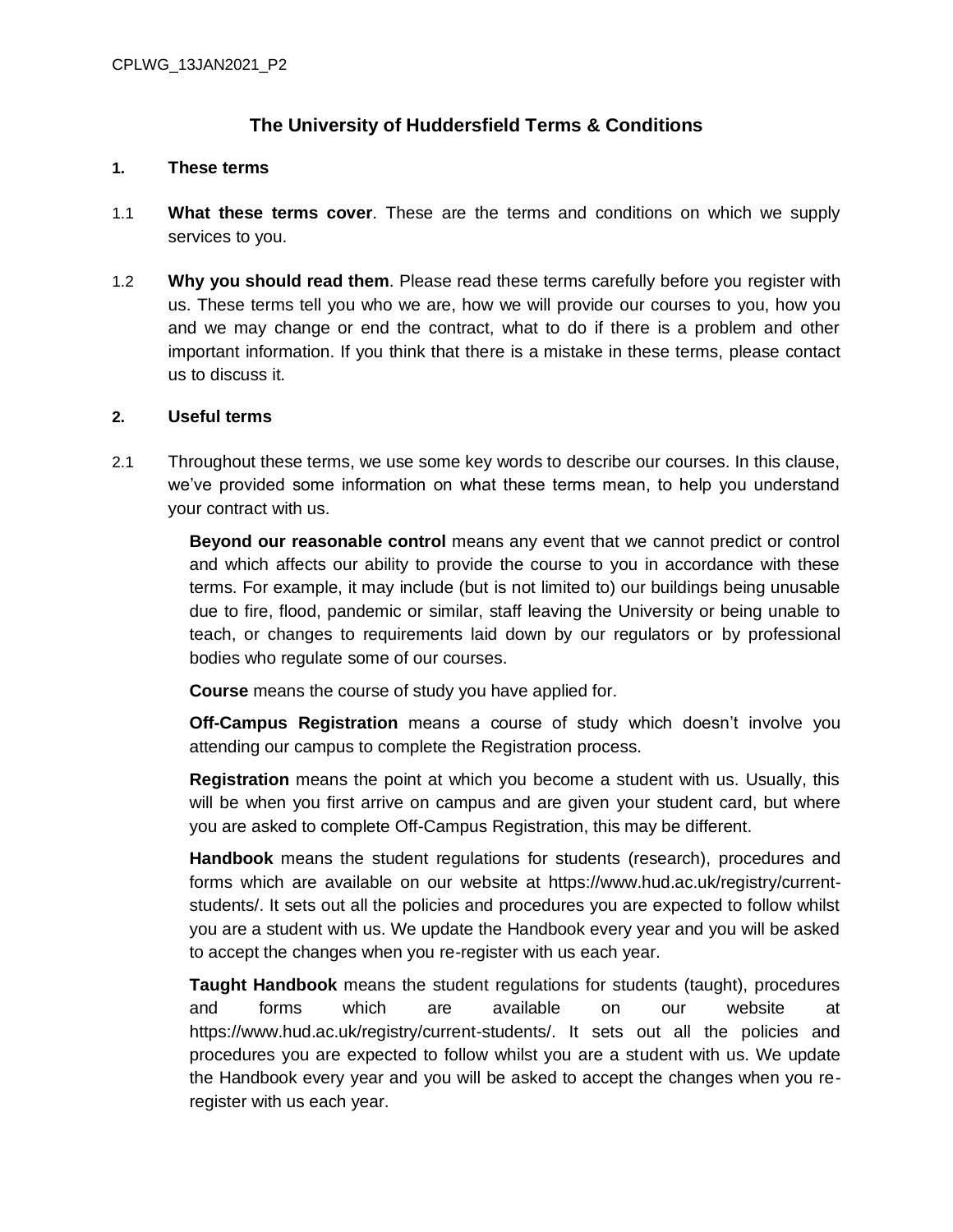CPLWG_13JAN2021_P2

# The University of Huddersfield Terms & Conditions

## 1. These terms

1.1 **What these terms cover**. These are the terms and conditions on which we supply services to you.

1.2 **Why you should read them**. Please read these terms carefully before you register with us. These terms tell you who we are, how we will provide our courses to you, how you and we may change or end the contract, what to do if there is a problem and other important information. If you think that there is a mistake in these terms, please contact us to discuss it.

## 2. Useful terms

2.1 Throughout these terms, we use some key words to describe our courses. In this clause, we've provided some information on what these terms mean, to help you understand your contract with us.

**Beyond our reasonable control** means any event that we cannot predict or control and which affects our ability to provide the course to you in accordance with these terms. For example, it may include (but is not limited to) our buildings being unusable due to fire, flood, pandemic or similar, staff leaving the University or being unable to teach, or changes to requirements laid down by our regulators or by professional bodies who regulate some of our courses.

**Course** means the course of study you have applied for.

**Off-Campus Registration** means a course of study which doesn't involve you attending our campus to complete the Registration process.

**Registration** means the point at which you become a student with us. Usually, this will be when you first arrive on campus and are given your student card, but where you are asked to complete Off-Campus Registration, this may be different.

**Handbook** means the student regulations for students (research), procedures and forms which are available on our website at https://www.hud.ac.uk/registry/current-students/. It sets out all the policies and procedures you are expected to follow whilst you are a student with us. We update the Handbook every year and you will be asked to accept the changes when you re-register with us each year.

**Taught Handbook** means the student regulations for students (taught), procedures and forms which are available on our website at https://www.hud.ac.uk/registry/current-students/. It sets out all the policies and procedures you are expected to follow whilst you are a student with us. We update the Handbook every year and you will be asked to accept the changes when you re-register with us each year.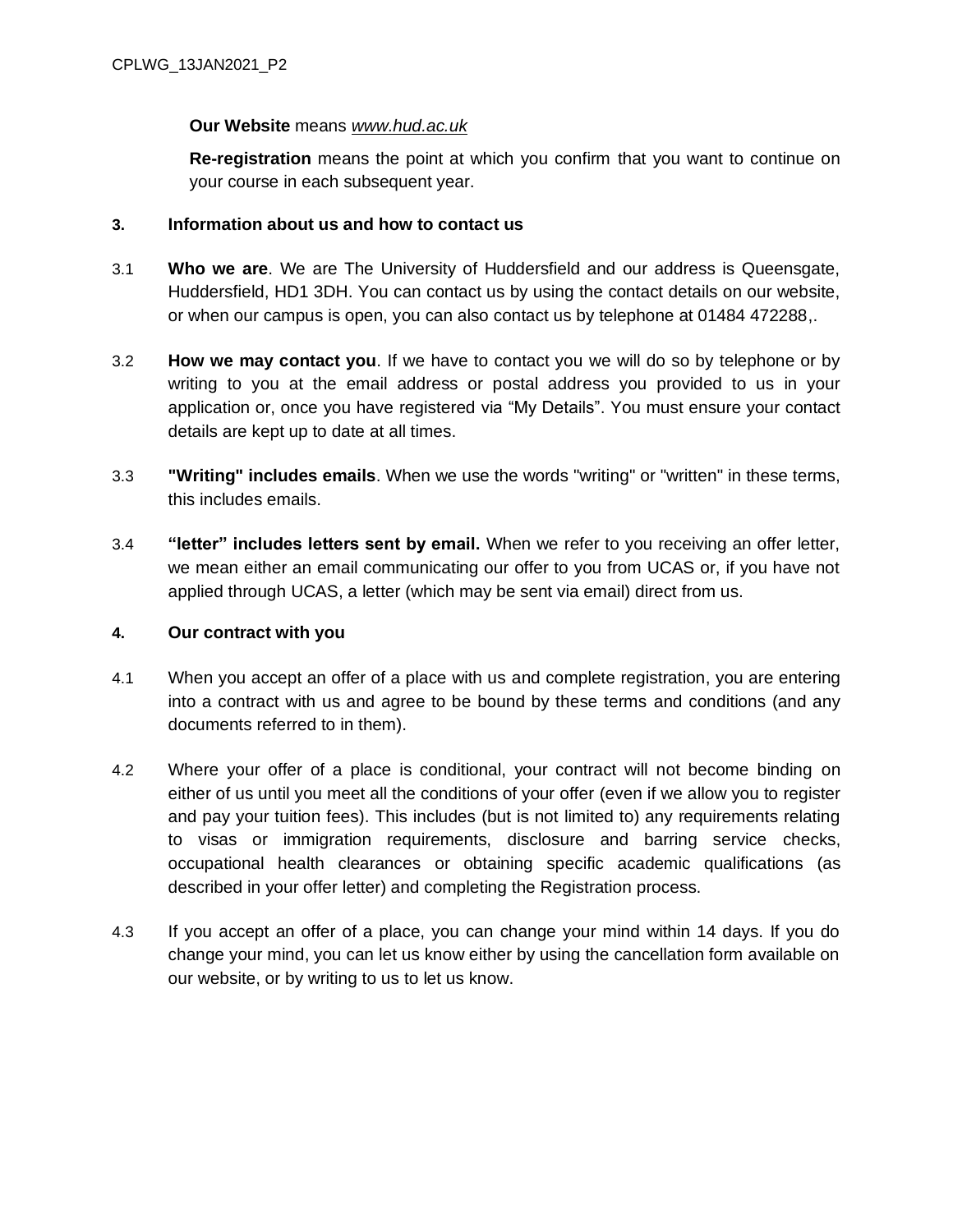**Our Website** means *www.hud.ac.uk*

**Re-registration** means the point at which you confirm that you want to continue on your course in each subsequent year.

**3. Information about us and how to contact us**

3.1 **Who we are**. We are The University of Huddersfield and our address is Queensgate, Huddersfield, HD1 3DH. You can contact us by using the contact details on our website, or when our campus is open, you can also contact us by telephone at 01484 472288,.

3.2 **How we may contact you**. If we have to contact you we will do so by telephone or by writing to you at the email address or postal address you provided to us in your application or, once you have registered via "My Details". You must ensure your contact details are kept up to date at all times.

3.3 **"Writing" includes emails**. When we use the words "writing" or "written" in these terms, this includes emails.

3.4 **"letter" includes letters sent by email.** When we refer to you receiving an offer letter, we mean either an email communicating our offer to you from UCAS or, if you have not applied through UCAS, a letter (which may be sent via email) direct from us.

**4. Our contract with you**

4.1 When you accept an offer of a place with us and complete registration, you are entering into a contract with us and agree to be bound by these terms and conditions (and any documents referred to in them).

4.2 Where your offer of a place is conditional, your contract will not become binding on either of us until you meet all the conditions of your offer (even if we allow you to register and pay your tuition fees). This includes (but is not limited to) any requirements relating to visas or immigration requirements, disclosure and barring service checks, occupational health clearances or obtaining specific academic qualifications (as described in your offer letter) and completing the Registration process.

4.3 If you accept an offer of a place, you can change your mind within 14 days. If you do change your mind, you can let us know either by using the cancellation form available on our website, or by writing to us to let us know.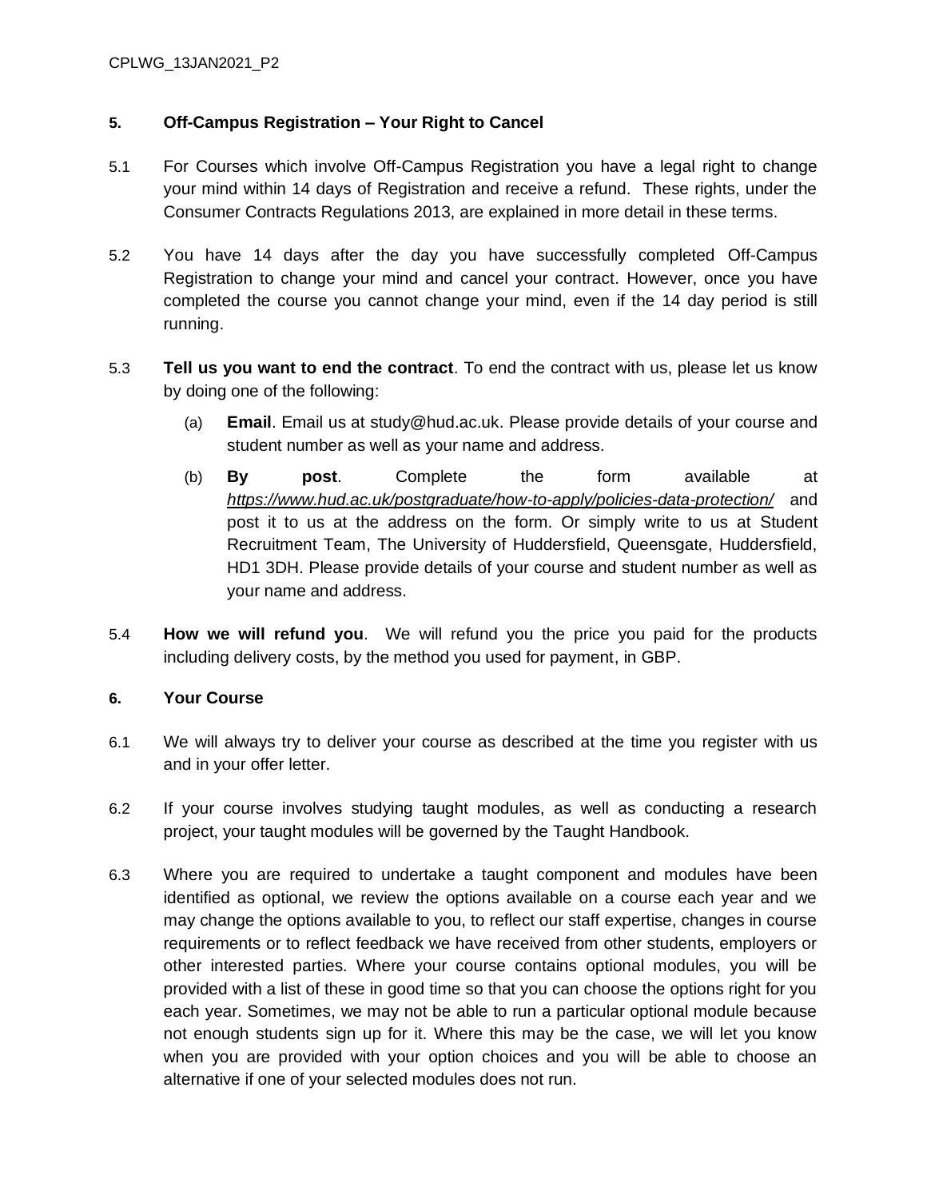## 5. Off-Campus Registration – Your Right to Cancel

5.1 For Courses which involve Off-Campus Registration you have a legal right to change your mind within 14 days of Registration and receive a refund. These rights, under the Consumer Contracts Regulations 2013, are explained in more detail in these terms.

5.2 You have 14 days after the day you have successfully completed Off-Campus Registration to change your mind and cancel your contract. However, once you have completed the course you cannot change your mind, even if the 14 day period is still running.

5.3 **Tell us you want to end the contract**. To end the contract with us, please let us know by doing one of the following:

(a) **Email**. Email us at study@hud.ac.uk. Please provide details of your course and student number as well as your name and address.

(b) **By post**. Complete the form available at *https://www.hud.ac.uk/postgraduate/how-to-apply/policies-data-protection/* and post it to us at the address on the form. Or simply write to us at Student Recruitment Team, The University of Huddersfield, Queensgate, Huddersfield, HD1 3DH. Please provide details of your course and student number as well as your name and address.

5.4 **How we will refund you**. We will refund you the price you paid for the products including delivery costs, by the method you used for payment, in GBP.

## 6. Your Course

6.1 We will always try to deliver your course as described at the time you register with us and in your offer letter.

6.2 If your course involves studying taught modules, as well as conducting a research project, your taught modules will be governed by the Taught Handbook.

6.3 Where you are required to undertake a taught component and modules have been identified as optional, we review the options available on a course each year and we may change the options available to you, to reflect our staff expertise, changes in course requirements or to reflect feedback we have received from other students, employers or other interested parties. Where your course contains optional modules, you will be provided with a list of these in good time so that you can choose the options right for you each year. Sometimes, we may not be able to run a particular optional module because not enough students sign up for it. Where this may be the case, we will let you know when you are provided with your option choices and you will be able to choose an alternative if one of your selected modules does not run.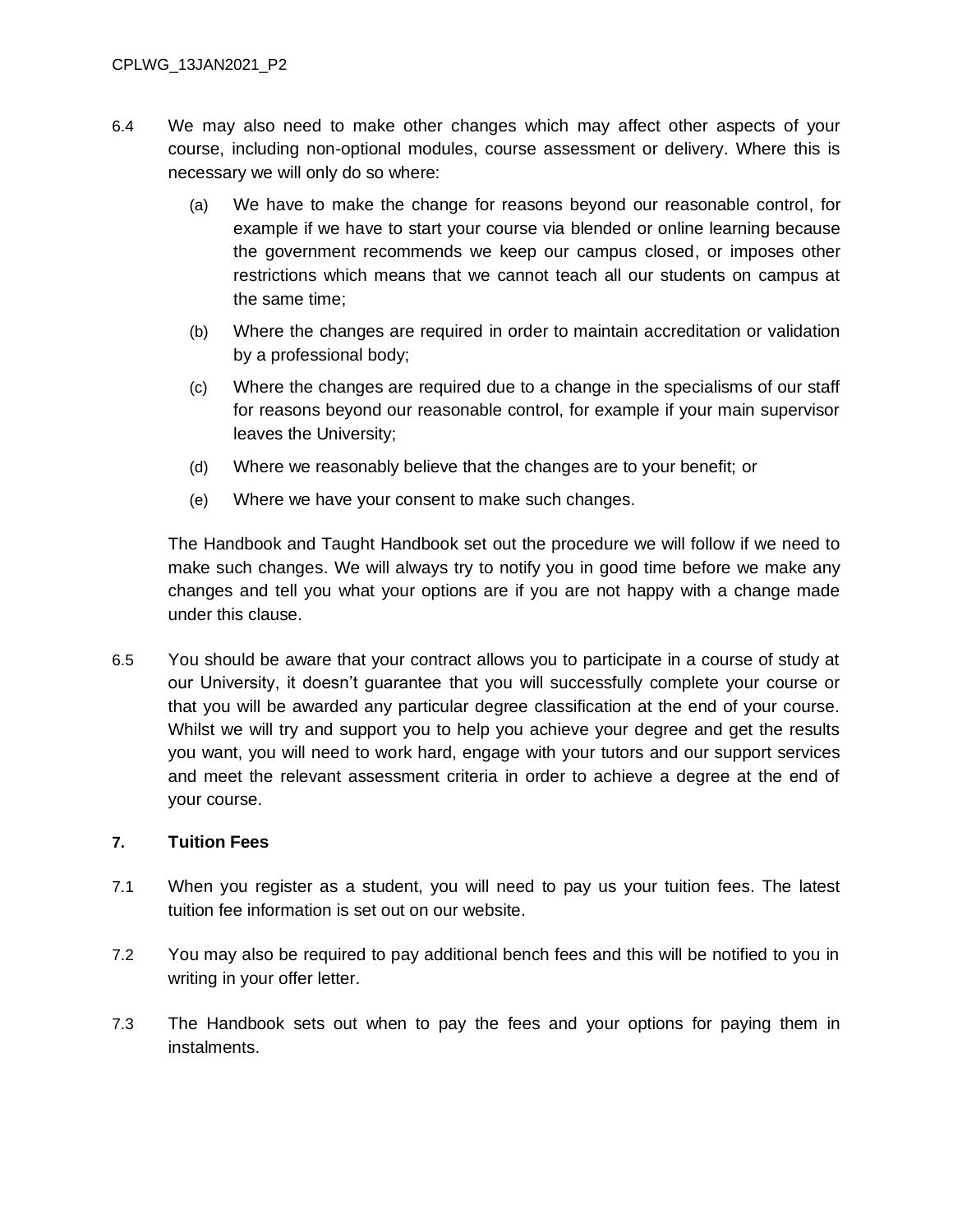6.4 We may also need to make other changes which may affect other aspects of your course, including non-optional modules, course assessment or delivery. Where this is necessary we will only do so where:

   (a) We have to make the change for reasons beyond our reasonable control, for example if we have to start your course via blended or online learning because the government recommends we keep our campus closed, or imposes other restrictions which means that we cannot teach all our students on campus at the same time;

   (b) Where the changes are required in order to maintain accreditation or validation by a professional body;

   (c) Where the changes are required due to a change in the specialisms of our staff for reasons beyond our reasonable control, for example if your main supervisor leaves the University;

   (d) Where we reasonably believe that the changes are to your benefit; or

   (e) Where we have your consent to make such changes.

   The Handbook and Taught Handbook set out the procedure we will follow if we need to make such changes. We will always try to notify you in good time before we make any changes and tell you what your options are if you are not happy with a change made under this clause.

6.5 You should be aware that your contract allows you to participate in a course of study at our University, it doesn't guarantee that you will successfully complete your course or that you will be awarded any particular degree classification at the end of your course. Whilst we will try and support you to help you achieve your degree and get the results you want, you will need to work hard, engage with your tutors and our support services and meet the relevant assessment criteria in order to achieve a degree at the end of your course.

## 7. Tuition Fees

7.1 When you register as a student, you will need to pay us your tuition fees. The latest tuition fee information is set out on our website.

7.2 You may also be required to pay additional bench fees and this will be notified to you in writing in your offer letter.

7.3 The Handbook sets out when to pay the fees and your options for paying them in instalments.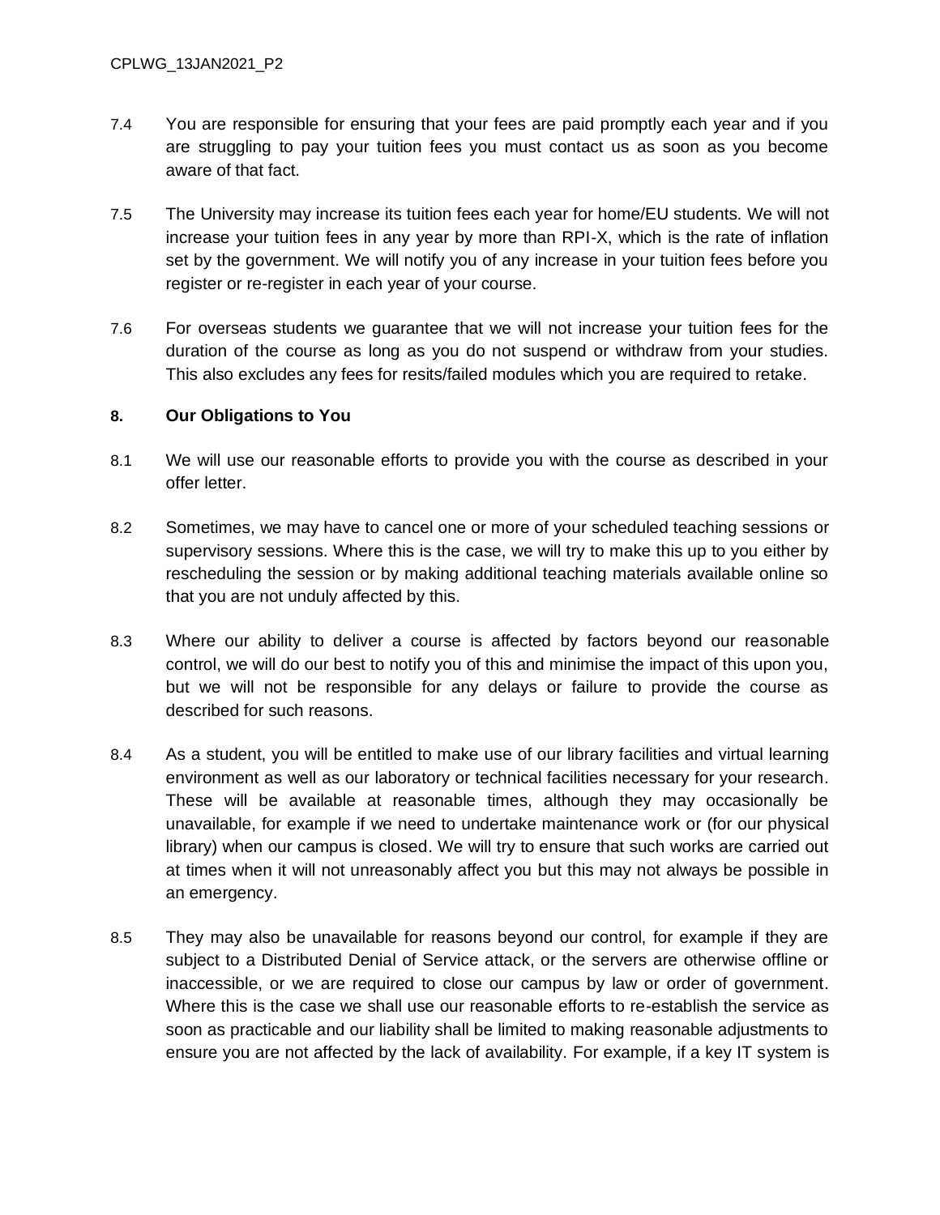7.4 You are responsible for ensuring that your fees are paid promptly each year and if you are struggling to pay your tuition fees you must contact us as soon as you become aware of that fact.

7.5 The University may increase its tuition fees each year for home/EU students. We will not increase your tuition fees in any year by more than RPI-X, which is the rate of inflation set by the government. We will notify you of any increase in your tuition fees before you register or re-register in each year of your course.

7.6 For overseas students we guarantee that we will not increase your tuition fees for the duration of the course as long as you do not suspend or withdraw from your studies. This also excludes any fees for resits/failed modules which you are required to retake.

## 8. Our Obligations to You

8.1 We will use our reasonable efforts to provide you with the course as described in your offer letter.

8.2 Sometimes, we may have to cancel one or more of your scheduled teaching sessions or supervisory sessions. Where this is the case, we will try to make this up to you either by rescheduling the session or by making additional teaching materials available online so that you are not unduly affected by this.

8.3 Where our ability to deliver a course is affected by factors beyond our reasonable control, we will do our best to notify you of this and minimise the impact of this upon you, but we will not be responsible for any delays or failure to provide the course as described for such reasons.

8.4 As a student, you will be entitled to make use of our library facilities and virtual learning environment as well as our laboratory or technical facilities necessary for your research. These will be available at reasonable times, although they may occasionally be unavailable, for example if we need to undertake maintenance work or (for our physical library) when our campus is closed. We will try to ensure that such works are carried out at times when it will not unreasonably affect you but this may not always be possible in an emergency.

8.5 They may also be unavailable for reasons beyond our control, for example if they are subject to a Distributed Denial of Service attack, or the servers are otherwise offline or inaccessible, or we are required to close our campus by law or order of government. Where this is the case we shall use our reasonable efforts to re-establish the service as soon as practicable and our liability shall be limited to making reasonable adjustments to ensure you are not affected by the lack of availability. For example, if a key IT system is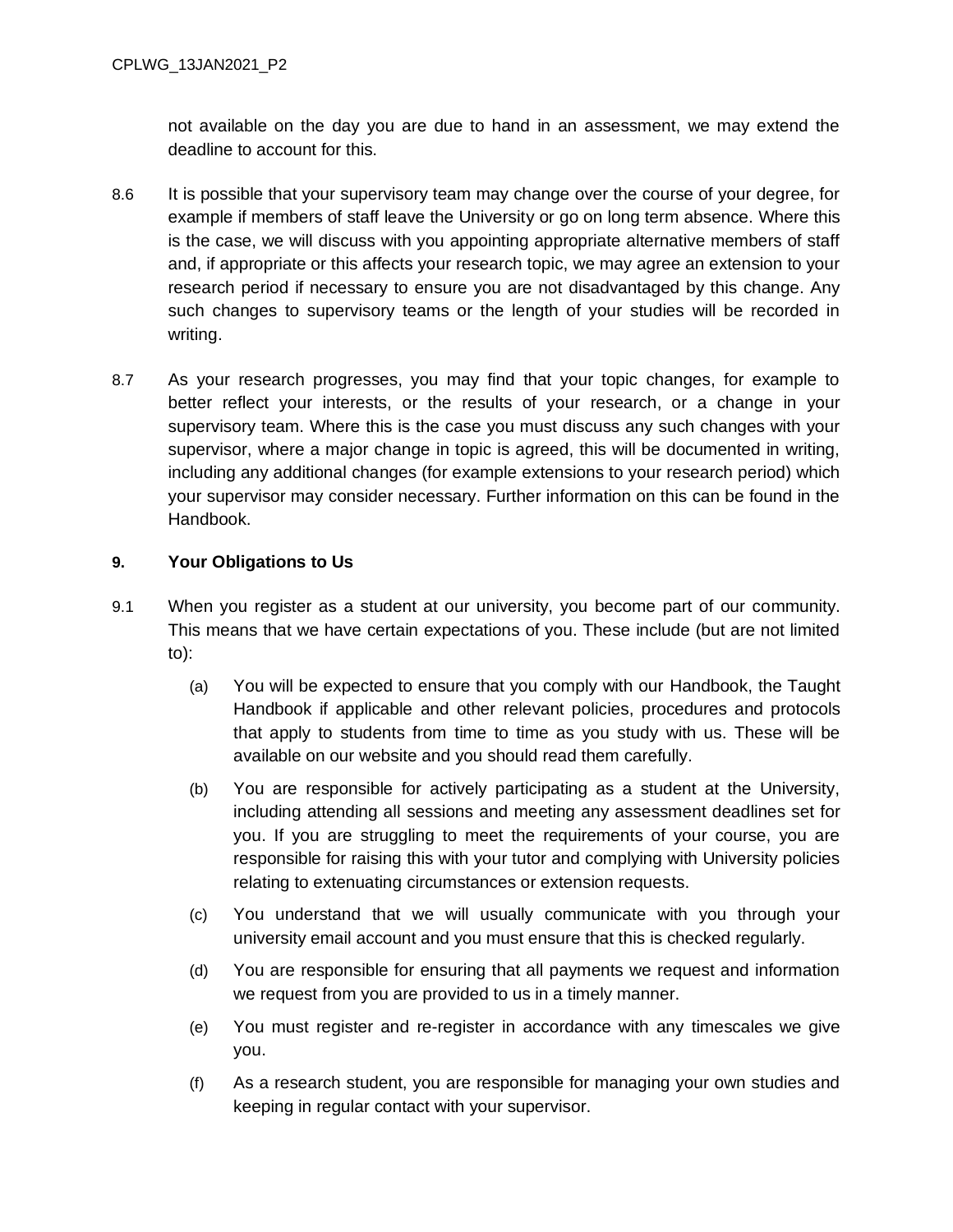not available on the day you are due to hand in an assessment, we may extend the deadline to account for this.

8.6 It is possible that your supervisory team may change over the course of your degree, for example if members of staff leave the University or go on long term absence. Where this is the case, we will discuss with you appointing appropriate alternative members of staff and, if appropriate or this affects your research topic, we may agree an extension to your research period if necessary to ensure you are not disadvantaged by this change. Any such changes to supervisory teams or the length of your studies will be recorded in writing.

8.7 As your research progresses, you may find that your topic changes, for example to better reflect your interests, or the results of your research, or a change in your supervisory team. Where this is the case you must discuss any such changes with your supervisor, where a major change in topic is agreed, this will be documented in writing, including any additional changes (for example extensions to your research period) which your supervisor may consider necessary. Further information on this can be found in the Handbook.

## 9. Your Obligations to Us

9.1 When you register as a student at our university, you become part of our community. This means that we have certain expectations of you. These include (but are not limited to):

(a) You will be expected to ensure that you comply with our Handbook, the Taught Handbook if applicable and other relevant policies, procedures and protocols that apply to students from time to time as you study with us. These will be available on our website and you should read them carefully.

(b) You are responsible for actively participating as a student at the University, including attending all sessions and meeting any assessment deadlines set for you. If you are struggling to meet the requirements of your course, you are responsible for raising this with your tutor and complying with University policies relating to extenuating circumstances or extension requests.

(c) You understand that we will usually communicate with you through your university email account and you must ensure that this is checked regularly.

(d) You are responsible for ensuring that all payments we request and information we request from you are provided to us in a timely manner.

(e) You must register and re-register in accordance with any timescales we give you.

(f) As a research student, you are responsible for managing your own studies and keeping in regular contact with your supervisor.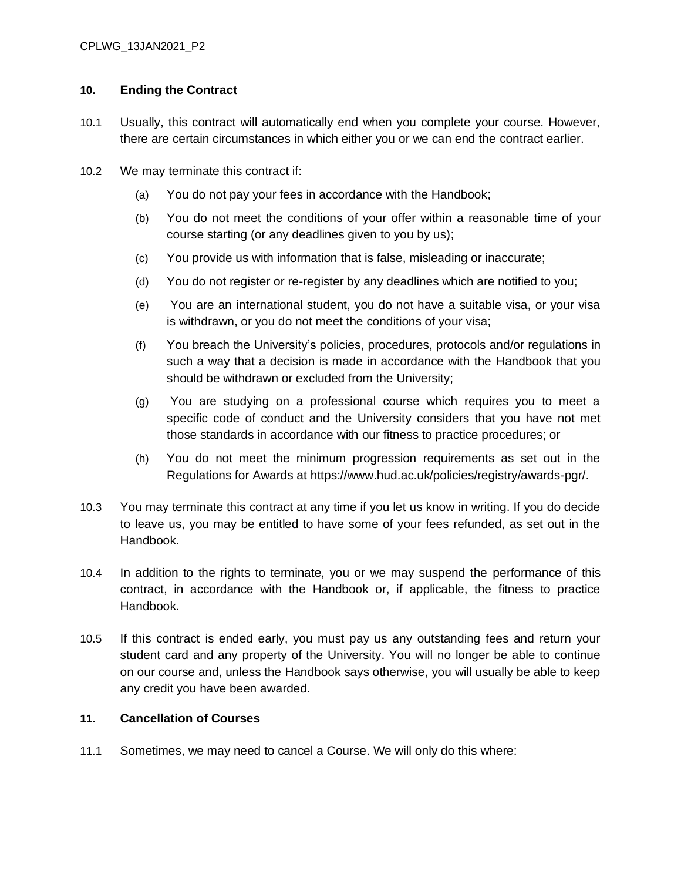## 10. Ending the Contract

10.1 Usually, this contract will automatically end when you complete your course. However, there are certain circumstances in which either you or we can end the contract earlier.

10.2 We may terminate this contract if:

(a) You do not pay your fees in accordance with the Handbook;

(b) You do not meet the conditions of your offer within a reasonable time of your course starting (or any deadlines given to you by us);

(c) You provide us with information that is false, misleading or inaccurate;

(d) You do not register or re-register by any deadlines which are notified to you;

(e) You are an international student, you do not have a suitable visa, or your visa is withdrawn, or you do not meet the conditions of your visa;

(f) You breach the University's policies, procedures, protocols and/or regulations in such a way that a decision is made in accordance with the Handbook that you should be withdrawn or excluded from the University;

(g) You are studying on a professional course which requires you to meet a specific code of conduct and the University considers that you have not met those standards in accordance with our fitness to practice procedures; or

(h) You do not meet the minimum progression requirements as set out in the Regulations for Awards at https://www.hud.ac.uk/policies/registry/awards-pgr/.

10.3 You may terminate this contract at any time if you let us know in writing. If you do decide to leave us, you may be entitled to have some of your fees refunded, as set out in the Handbook.

10.4 In addition to the rights to terminate, you or we may suspend the performance of this contract, in accordance with the Handbook or, if applicable, the fitness to practice Handbook.

10.5 If this contract is ended early, you must pay us any outstanding fees and return your student card and any property of the University. You will no longer be able to continue on our course and, unless the Handbook says otherwise, you will usually be able to keep any credit you have been awarded.

## 11. Cancellation of Courses

11.1 Sometimes, we may need to cancel a Course. We will only do this where: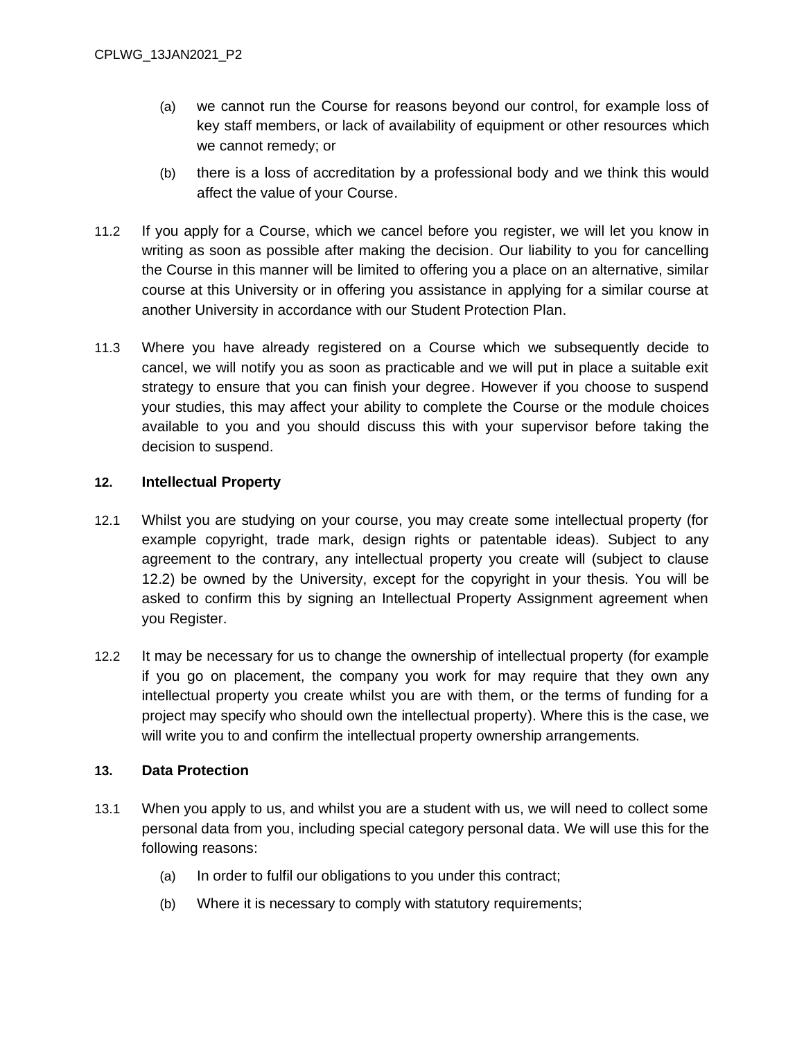(a) we cannot run the Course for reasons beyond our control, for example loss of key staff members, or lack of availability of equipment or other resources which we cannot remedy; or

(b) there is a loss of accreditation by a professional body and we think this would affect the value of your Course.

11.2 If you apply for a Course, which we cancel before you register, we will let you know in writing as soon as possible after making the decision. Our liability to you for cancelling the Course in this manner will be limited to offering you a place on an alternative, similar course at this University or in offering you assistance in applying for a similar course at another University in accordance with our Student Protection Plan.

11.3 Where you have already registered on a Course which we subsequently decide to cancel, we will notify you as soon as practicable and we will put in place a suitable exit strategy to ensure that you can finish your degree. However if you choose to suspend your studies, this may affect your ability to complete the Course or the module choices available to you and you should discuss this with your supervisor before taking the decision to suspend.

## 12. Intellectual Property

12.1 Whilst you are studying on your course, you may create some intellectual property (for example copyright, trade mark, design rights or patentable ideas). Subject to any agreement to the contrary, any intellectual property you create will (subject to clause 12.2) be owned by the University, except for the copyright in your thesis. You will be asked to confirm this by signing an Intellectual Property Assignment agreement when you Register.

12.2 It may be necessary for us to change the ownership of intellectual property (for example if you go on placement, the company you work for may require that they own any intellectual property you create whilst you are with them, or the terms of funding for a project may specify who should own the intellectual property). Where this is the case, we will write you to and confirm the intellectual property ownership arrangements.

## 13. Data Protection

13.1 When you apply to us, and whilst you are a student with us, we will need to collect some personal data from you, including special category personal data. We will use this for the following reasons:

(a) In order to fulfil our obligations to you under this contract;

(b) Where it is necessary to comply with statutory requirements;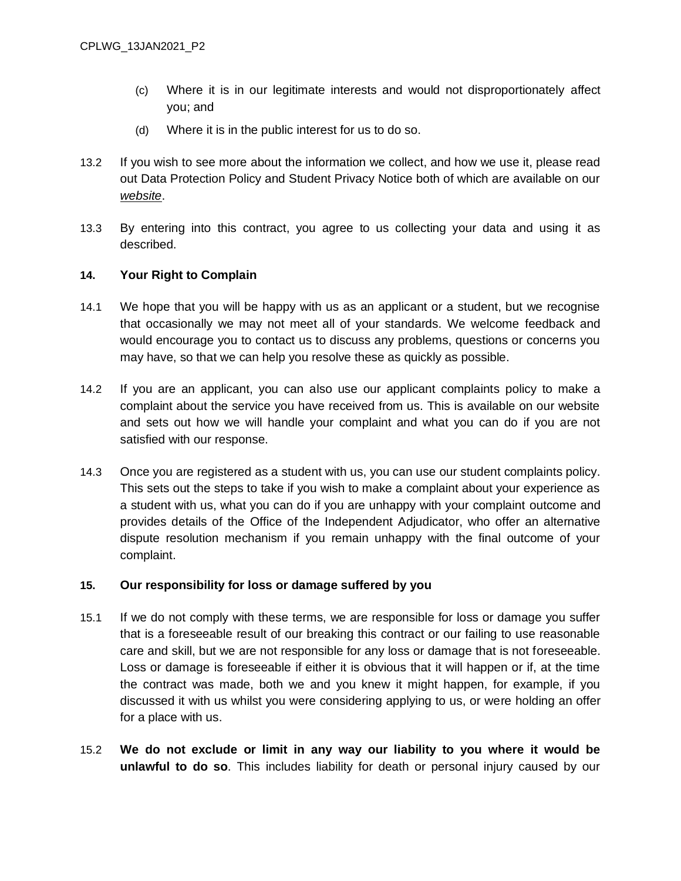(c) Where it is in our legitimate interests and would not disproportionately affect you; and

(d) Where it is in the public interest for us to do so.

13.2 If you wish to see more about the information we collect, and how we use it, please read out Data Protection Policy and Student Privacy Notice both of which are available on our *website*.

13.3 By entering into this contract, you agree to us collecting your data and using it as described.

**14. Your Right to Complain**

14.1 We hope that you will be happy with us as an applicant or a student, but we recognise that occasionally we may not meet all of your standards. We welcome feedback and would encourage you to contact us to discuss any problems, questions or concerns you may have, so that we can help you resolve these as quickly as possible.

14.2 If you are an applicant, you can also use our applicant complaints policy to make a complaint about the service you have received from us. This is available on our website and sets out how we will handle your complaint and what you can do if you are not satisfied with our response.

14.3 Once you are registered as a student with us, you can use our student complaints policy. This sets out the steps to take if you wish to make a complaint about your experience as a student with us, what you can do if you are unhappy with your complaint outcome and provides details of the Office of the Independent Adjudicator, who offer an alternative dispute resolution mechanism if you remain unhappy with the final outcome of your complaint.

**15. Our responsibility for loss or damage suffered by you**

15.1 If we do not comply with these terms, we are responsible for loss or damage you suffer that is a foreseeable result of our breaking this contract or our failing to use reasonable care and skill, but we are not responsible for any loss or damage that is not foreseeable. Loss or damage is foreseeable if either it is obvious that it will happen or if, at the time the contract was made, both we and you knew it might happen, for example, if you discussed it with us whilst you were considering applying to us, or were holding an offer for a place with us.

15.2 **We do not exclude or limit in any way our liability to you where it would be unlawful to do so**. This includes liability for death or personal injury caused by our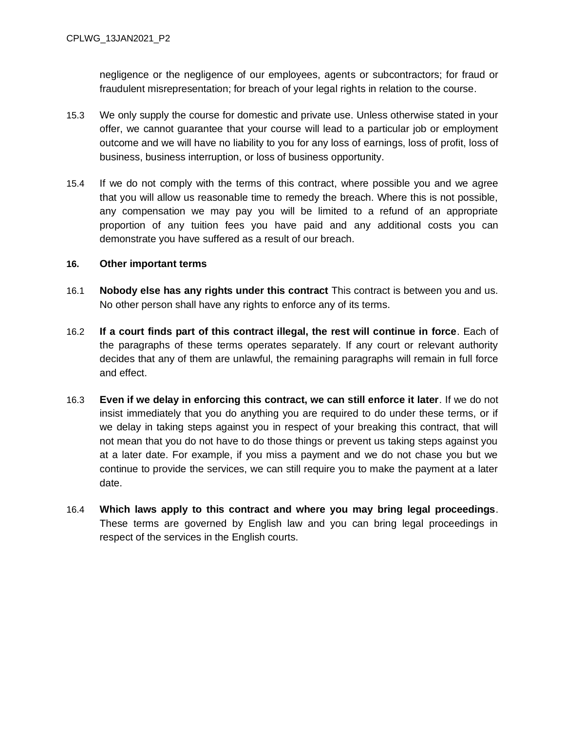negligence or the negligence of our employees, agents or subcontractors; for fraud or fraudulent misrepresentation; for breach of your legal rights in relation to the course.

15.3 We only supply the course for domestic and private use. Unless otherwise stated in your offer, we cannot guarantee that your course will lead to a particular job or employment outcome and we will have no liability to you for any loss of earnings, loss of profit, loss of business, business interruption, or loss of business opportunity.

15.4 If we do not comply with the terms of this contract, where possible you and we agree that you will allow us reasonable time to remedy the breach. Where this is not possible, any compensation we may pay you will be limited to a refund of an appropriate proportion of any tuition fees you have paid and any additional costs you can demonstrate you have suffered as a result of our breach.

## 16. Other important terms

16.1 **Nobody else has any rights under this contract** This contract is between you and us. No other person shall have any rights to enforce any of its terms.

16.2 **If a court finds part of this contract illegal, the rest will continue in force**. Each of the paragraphs of these terms operates separately. If any court or relevant authority decides that any of them are unlawful, the remaining paragraphs will remain in full force and effect.

16.3 **Even if we delay in enforcing this contract, we can still enforce it later**. If we do not insist immediately that you do anything you are required to do under these terms, or if we delay in taking steps against you in respect of your breaking this contract, that will not mean that you do not have to do those things or prevent us taking steps against you at a later date. For example, if you miss a payment and we do not chase you but we continue to provide the services, we can still require you to make the payment at a later date.

16.4 **Which laws apply to this contract and where you may bring legal proceedings**. These terms are governed by English law and you can bring legal proceedings in respect of the services in the English courts.